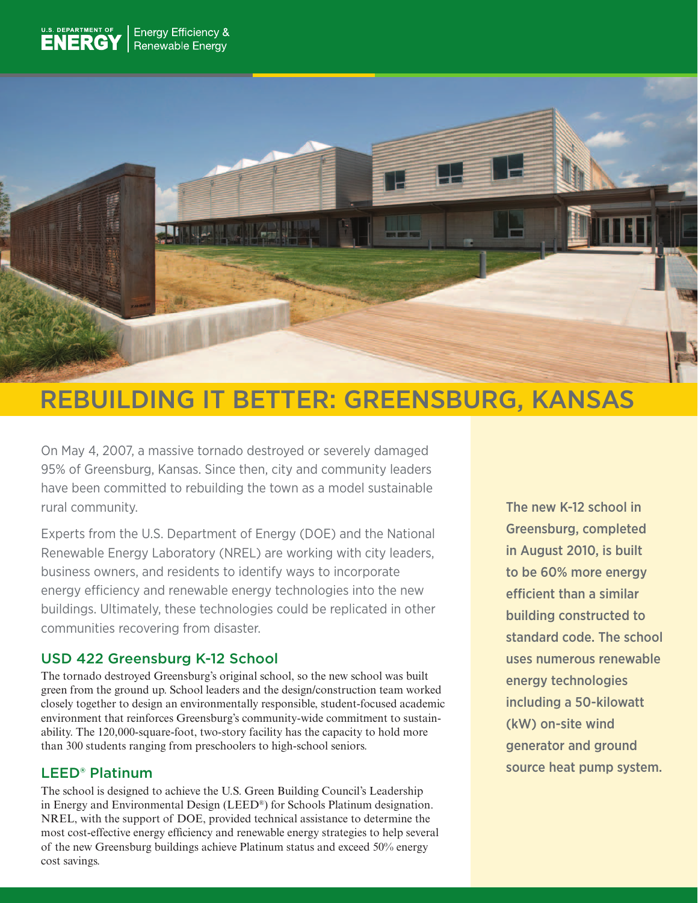U.S. DEPARTMENT OF ENERGY | Energy Efficiency & Renewable Energy

# REBUILDING IT BETTER: GREENSBURG, KANSAS

On May 4, 2007, a massive tornado destroyed or severely damaged 95% of Greensburg, Kansas. Since then, city and community leaders have been committed to rebuilding the town as a model sustainable rural community.

Experts from the U.S. Department of Energy (DOE) and the National Renewable Energy Laboratory (NREL) are working with city leaders, business owners, and residents to identify ways to incorporate energy efficiency and renewable energy technologies into the new buildings. Ultimately, these technologies could be replicated in other communities recovering from disaster.

## USD 422 Greensburg K-12 School

The tornado destroyed Greensburg's original school, so the new school was built green from the ground up. School leaders and the design/construction team worked closely together to design an environmentally responsible, student-focused academic environment that reinforces Greensburg's community-wide commitment to sustainability. The 120,000-square-foot, two-story facility has the capacity to hold more than 300 students ranging from preschoolers to high-school seniors.

## LEED® Platinum

The school is designed to achieve the U.S. Green Building Council's Leadership in Energy and Environmental Design (LEED®) for Schools Platinum designation. NREL, with the support of DOE, provided technical assistance to determine the most cost-effective energy efficiency and renewable energy strategies to help several of the new Greensburg buildings achieve Platinum status and exceed 50% energy cost savings.

**The new K-12 school in Greensburg, completed in August 2010, is built to be 60% more energy efficient than a similar building constructed to standard code. The school uses numerous renewable energy technologies including a 50-kilowatt (kW) on-site wind generator and ground source heat pump system.**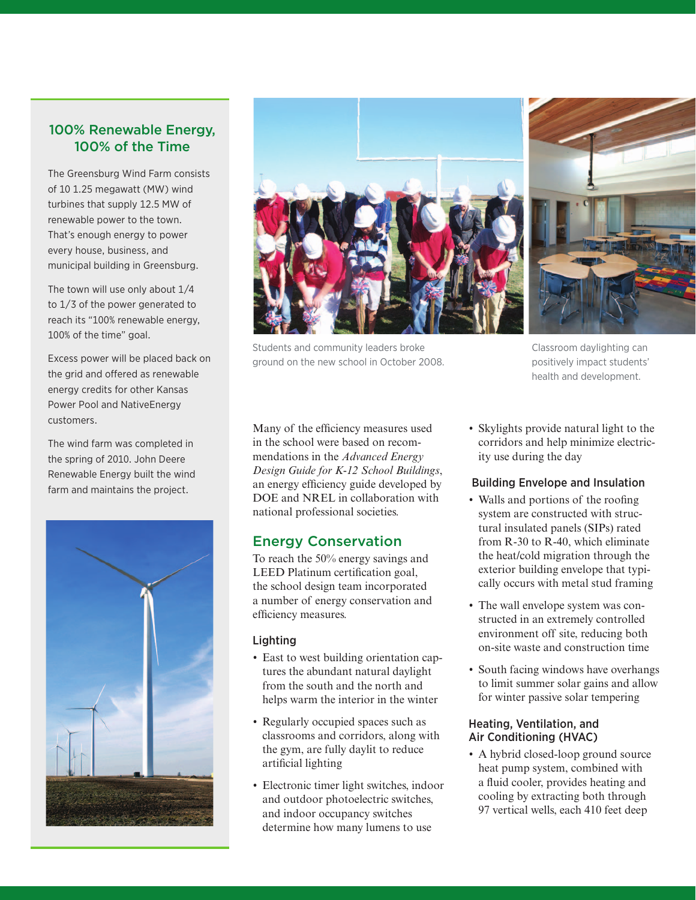## 100% Renewable Energy, 100% of the Time

The Greensburg Wind Farm consists of 10 1.25 megawatt (MW) wind turbines that supply 12.5 MW of renewable power to the town. That's enough energy to power every house, business, and municipal building in Greensburg.

The town will use only about 1/4 to 1/3 of the power generated to reach its "100% renewable energy, 100% of the time" goal.

Excess power will be placed back on the grid and offered as renewable energy credits for other Kansas Power Pool and NativeEnergy customers.

The wind farm was completed in the spring of 2010. John Deere Renewable Energy built the wind farm and maintains the project.

Students and community leaders broke ground on the new school in October 2008.

Classroom daylighting can positively impact students' health and development.

Many of the efficiency measures used in the school were based on recommendations in the *Advanced Energy Design Guide for K-12 School Buildings*, an energy efficiency guide developed by DOE and NREL in collaboration with national professional societies.

## Energy Conservation

To reach the 50% energy savings and LEED Platinum certification goal, the school design team incorporated a number of energy conservation and efficiency measures.

### Lighting

- East to west building orientation captures the abundant natural daylight from the south and the north and helps warm the interior in the winter
- Regularly occupied spaces such as classrooms and corridors, along with the gym, are fully daylit to reduce artificial lighting
- Electronic timer light switches, indoor and outdoor photoelectric switches, and indoor occupancy switches determine how many lumens to use
- Skylights provide natural light to the corridors and help minimize electricity use during the day

### Building Envelope and Insulation

- Walls and portions of the roofing system are constructed with structural insulated panels (SIPs) rated from R-30 to R-40, which eliminate the heat/cold migration through the exterior building envelope that typically occurs with metal stud framing
- The wall envelope system was constructed in an extremely controlled environment off site, reducing both on-site waste and construction time
- South facing windows have overhangs to limit summer solar gains and allow for winter passive solar tempering

### Heating, Ventilation, and Air Conditioning (HVAC)

- A hybrid closed-loop ground source heat pump system, combined with a fluid cooler, provides heating and cooling by extracting both through 97 vertical wells, each 410 feet deep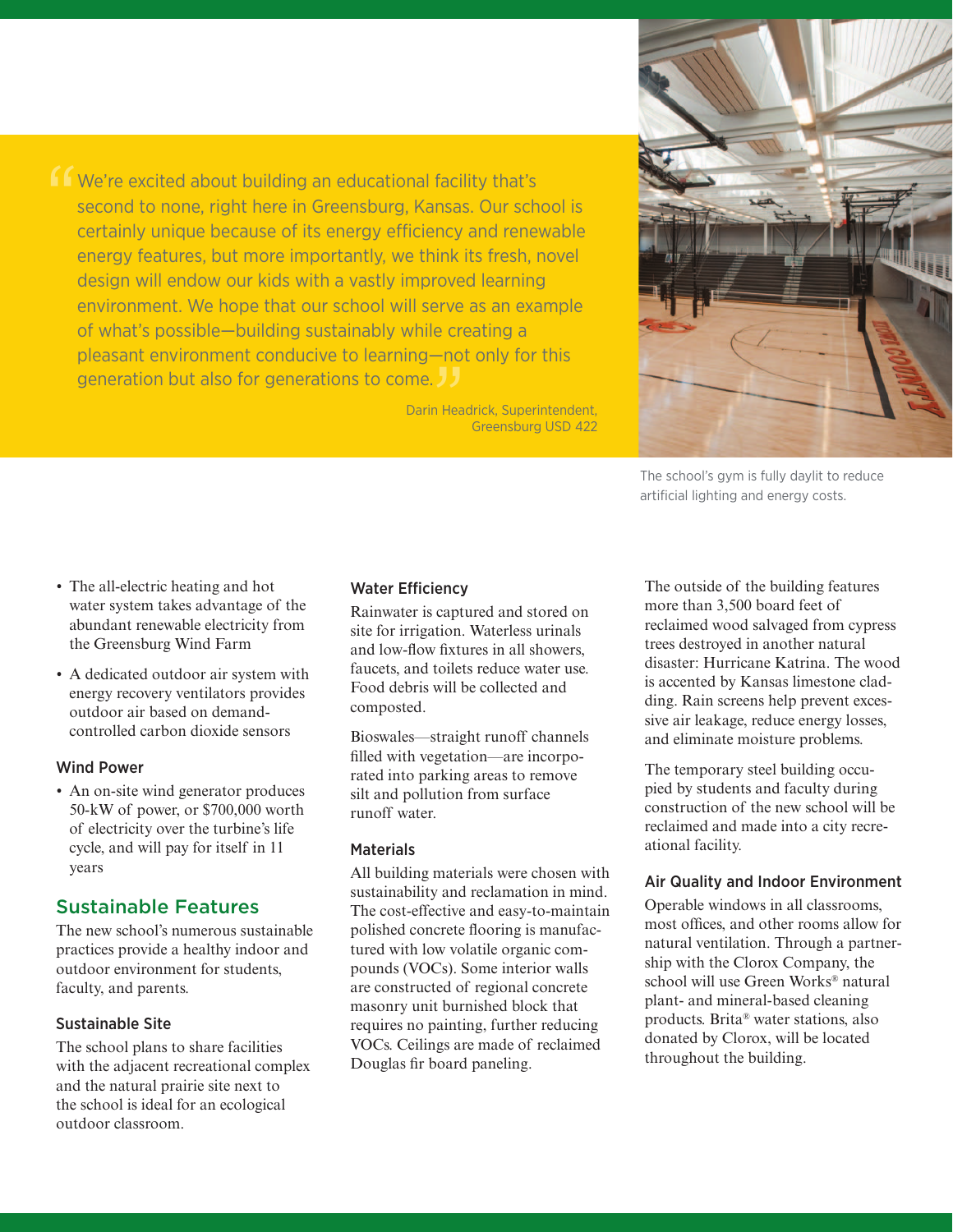> We're excited about building an educational facility that's second to none, right here in Greensburg, Kansas. Our school is certainly unique because of its energy efficiency and renewable energy features, but more importantly, we think its fresh, novel design will endow our kids with a vastly improved learning environment. We hope that our school will serve as an example of what's possible—building sustainably while creating a pleasant environment conducive to learning—not only for this generation but also for generations to come.
>
> Darin Headrick, Superintendent, Greensburg USD 422

The school's gym is fully daylit to reduce artificial lighting and energy costs.

- The all-electric heating and hot water system takes advantage of the abundant renewable electricity from the Greensburg Wind Farm
- A dedicated outdoor air system with energy recovery ventilators provides outdoor air based on demand-controlled carbon dioxide sensors

### Wind Power

- An on-site wind generator produces 50-kW of power, or $700,000 worth of electricity over the turbine's life cycle, and will pay for itself in 11 years

## Sustainable Features

The new school's numerous sustainable practices provide a healthy indoor and outdoor environment for students, faculty, and parents.

### Sustainable Site

The school plans to share facilities with the adjacent recreational complex and the natural prairie site next to the school is ideal for an ecological outdoor classroom.

### Water Efficiency

Rainwater is captured and stored on site for irrigation. Waterless urinals and low-flow fixtures in all showers, faucets, and toilets reduce water use. Food debris will be collected and composted.

Bioswales—straight runoff channels filled with vegetation—are incorporated into parking areas to remove silt and pollution from surface runoff water.

### Materials

All building materials were chosen with sustainability and reclamation in mind. The cost-effective and easy-to-maintain polished concrete flooring is manufactured with low volatile organic compounds (VOCs). Some interior walls are constructed of regional concrete masonry unit burnished block that requires no painting, further reducing VOCs. Ceilings are made of reclaimed Douglas fir board paneling.

The outside of the building features more than 3,500 board feet of reclaimed wood salvaged from cypress trees destroyed in another natural disaster: Hurricane Katrina. The wood is accented by Kansas limestone cladding. Rain screens help prevent excessive air leakage, reduce energy losses, and eliminate moisture problems.

The temporary steel building occupied by students and faculty during construction of the new school will be reclaimed and made into a city recreational facility.

### Air Quality and Indoor Environment

Operable windows in all classrooms, most offices, and other rooms allow for natural ventilation. Through a partnership with the Clorox Company, the school will use Green Works® natural plant- and mineral-based cleaning products. Brita® water stations, also donated by Clorox, will be located throughout the building.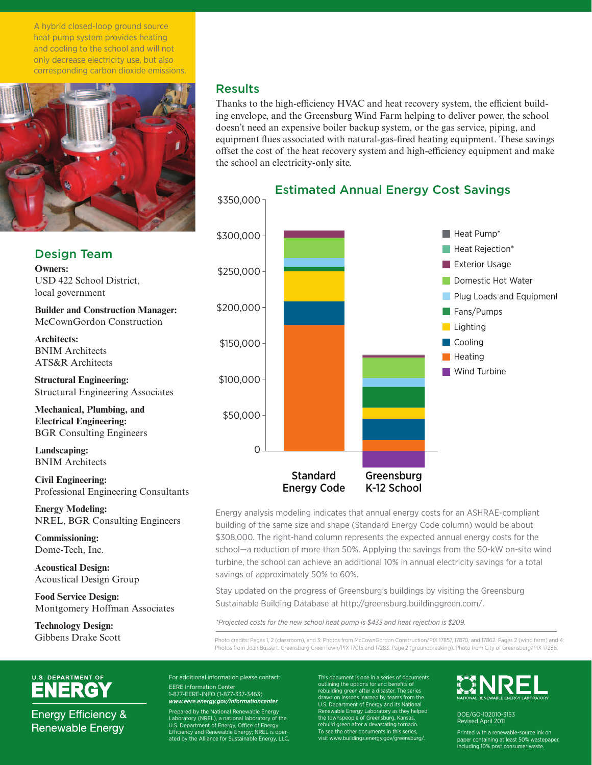A hybrid closed-loop ground source heat pump system provides heating and cooling to the school and will not only decrease electricity use, but also corresponding carbon dioxide emissions.

## Design Team

**Owners:**
USD 422 School District, local government

**Builder and Construction Manager:**
McCownGordon Construction

**Architects:**
BNIM Architects
ATS&R Architects

**Structural Engineering:**
Structural Engineering Associates

**Mechanical, Plumbing, and Electrical Engineering:**
BGR Consulting Engineers

**Landscaping:**
BNIM Architects

**Civil Engineering:**
Professional Engineering Consultants

**Energy Modeling:**
NREL, BGR Consulting Engineers

**Commissioning:**
Dome-Tech, Inc.

**Acoustical Design:**
Acoustical Design Group

**Food Service Design:**
Montgomery Hoffman Associates

**Technology Design:**
Gibbens Drake Scott

## Results

Thanks to the high-efficiency HVAC and heat recovery system, the efficient building envelope, and the Greensburg Wind Farm helping to deliver power, the school doesn't need an expensive boiler backup system, or the gas service, piping, and equipment flues associated with natural-gas-fired heating equipment. These savings offset the cost of the heat recovery system and high-efficiency equipment and make the school an electricity-only site.

### Estimated Annual Energy Cost Savings

$350,000
$300,000
$250,000
$200,000
$150,000
$100,000
$50,000
0

Standard Energy Code
Greensburg K-12 School

Heat Pump*
Heat Rejection*
Exterior Usage
Domestic Hot Water
Plug Loads and Equipment
Fans/Pumps
Lighting
Cooling
Heating
Wind Turbine

Energy analysis modeling indicates that annual energy costs for an ASHRAE-compliant building of the same size and shape (Standard Energy Code column) would be about $308,000. The right-hand column represents the expected annual energy costs for the school—a reduction of more than 50%. Applying the savings from the 50-kW on-site wind turbine, the school can achieve an additional 10% in annual electricity savings for a total savings of approximately 50% to 60%.

Stay updated on the progress of Greensburg's buildings by visiting the Greensburg Sustainable Building Database at http://greensburg.buildinggreen.com/.

*Projected costs for the new school heat pump is $433 and heat rejection is $209.*

Photo credits: Pages 1, 2 (classroom), and 3: Photos from McCownGordon Construction/PIX 17857, 17870, and 17862. Pages 2 (wind farm) and 4: Photos from Joah Bussert, Greensburg GreenTown/PIX 17015 and 17283. Page 2 (groundbreaking): Photo from City of Greensburg/PIX 17286.

U.S. DEPARTMENT OF ENERGY
Energy Efficiency & Renewable Energy

For additional information please contact:
EERE Information Center
1-877-EERE-INFO (1-877-337-3463)
***www.eere.energy.gov/informationcenter***

Prepared by the National Renewable Energy Laboratory (NREL), a national laboratory of the U.S. Department of Energy, Office of Energy Efficiency and Renewable Energy; NREL is operated by the Alliance for Sustainable Energy, LLC.

This document is one in a series of documents outlining the options for and benefits of rebuilding green after a disaster. The series draws on lessons learned by teams from the U.S. Department of Energy and its National Renewable Energy Laboratory as they helped the townspeople of Greensburg, Kansas, rebuild green after a devastating tornado. To see the other documents in this series, visit www.buildings.energy.gov/greensburg/.

NREL
NATIONAL RENEWABLE ENERGY LABORATORY

DOE/GO-102010-3153
Revised April 2011

Printed with a renewable-source ink on paper containing at least 50% wastepaper, including 10% post consumer waste.